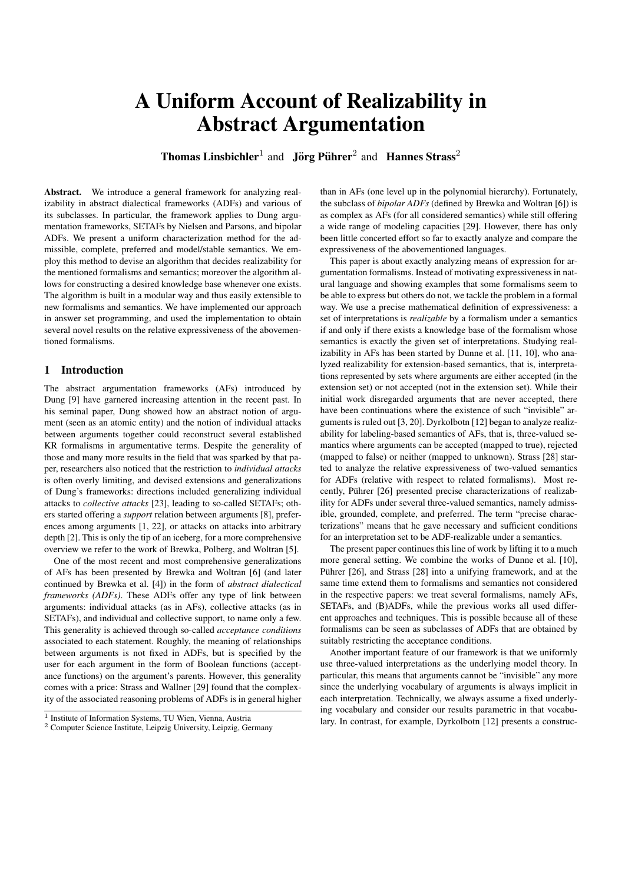# A Uniform Account of Realizability in Abstract Argumentation

**Thomas Linsbichler**[1] and **Jörg Pührer**[2] and **Hannes Strass**[2]

**Abstract.** We introduce a general framework for analyzing realizability in abstract dialectical frameworks (ADFs) and various of its subclasses. In particular, the framework applies to Dung argumentation frameworks, SETAFs by Nielsen and Parsons, and bipolar ADFs. We present a uniform characterization method for the admissible, complete, preferred and model/stable semantics. We employ this method to devise an algorithm that decides realizability for the mentioned formalisms and semantics; moreover the algorithm allows for constructing a desired knowledge base whenever one exists. The algorithm is built in a modular way and thus easily extensible to new formalisms and semantics. We have implemented our approach in answer set programming, and used the implementation to obtain several novel results on the relative expressiveness of the abovementioned formalisms.

## 1 Introduction

The abstract argumentation frameworks (AFs) introduced by Dung [9] have garnered increasing attention in the recent past. In his seminal paper, Dung showed how an abstract notion of argument (seen as an atomic entity) and the notion of individual attacks between arguments together could reconstruct several established KR formalisms in argumentative terms. Despite the generality of those and many more results in the field that was sparked by that paper, researchers also noticed that the restriction to *individual attacks* is often overly limiting, and devised extensions and generalizations of Dung's frameworks: directions included generalizing individual attacks to *collective attacks* [23], leading to so-called SETAFs; others started offering a *support* relation between arguments [8], preferences among arguments [1, 22], or attacks on attacks into arbitrary depth [2]. This is only the tip of an iceberg, for a more comprehensive overview we refer to the work of Brewka, Polberg, and Woltran [5].

One of the most recent and most comprehensive generalizations of AFs has been presented by Brewka and Woltran [6] (and later continued by Brewka et al. [4]) in the form of *abstract dialectical frameworks (ADFs)*. These ADFs offer any type of link between arguments: individual attacks (as in AFs), collective attacks (as in SETAFs), and individual and collective support, to name only a few. This generality is achieved through so-called *acceptance conditions* associated to each statement. Roughly, the meaning of relationships between arguments is not fixed in ADFs, but is specified by the user for each argument in the form of Boolean functions (acceptance functions) on the argument's parents. However, this generality comes with a price: Strass and Wallner [29] found that the complexity of the associated reasoning problems of ADFs is in general higher than in AFs (one level up in the polynomial hierarchy). Fortunately, the subclass of *bipolar ADFs* (defined by Brewka and Woltran [6]) is as complex as AFs (for all considered semantics) while still offering a wide range of modeling capacities [29]. However, there has only been little concerted effort so far to exactly analyze and compare the expressiveness of the abovementioned languages.

This paper is about exactly analyzing means of expression for argumentation formalisms. Instead of motivating expressiveness in natural language and showing examples that some formalisms seem to be able to express but others do not, we tackle the problem in a formal way. We use a precise mathematical definition of expressiveness: a set of interpretations is *realizable* by a formalism under a semantics if and only if there exists a knowledge base of the formalism whose semantics is exactly the given set of interpretations. Studying realizability in AFs has been started by Dunne et al. [11, 10], who analyzed realizability for extension-based semantics, that is, interpretations represented by sets where arguments are either accepted (in the extension set) or not accepted (not in the extension set). While their initial work disregarded arguments that are never accepted, there have been continuations where the existence of such "invisible" arguments is ruled out [3, 20]. Dyrkolbotn [12] began to analyze realizability for labeling-based semantics of AFs, that is, three-valued semantics where arguments can be accepted (mapped to true), rejected (mapped to false) or neither (mapped to unknown). Strass [28] started to analyze the relative expressiveness of two-valued semantics for ADFs (relative with respect to related formalisms). Most recently, Pührer [26] presented precise characterizations of realizability for ADFs under several three-valued semantics, namely admissible, grounded, complete, and preferred. The term "precise characterizations" means that he gave necessary and sufficient conditions for an interpretation set to be ADF-realizable under a semantics.

The present paper continues this line of work by lifting it to a much more general setting. We combine the works of Dunne et al. [10], Pührer [26], and Strass [28] into a unifying framework, and at the same time extend them to formalisms and semantics not considered in the respective papers: we treat several formalisms, namely AFs, SETAFs, and (B)ADFs, while the previous works all used different approaches and techniques. This is possible because all of these formalisms can be seen as subclasses of ADFs that are obtained by suitably restricting the acceptance conditions.

Another important feature of our framework is that we uniformly use three-valued interpretations as the underlying model theory. In particular, this means that arguments cannot be "invisible" any more since the underlying vocabulary of arguments is always implicit in each interpretation. Technically, we always assume a fixed underlying vocabulary and consider our results parametric in that vocabulary. In contrast, for example, Dyrkolbotn [12] presents a construc-

[1] Institute of Information Systems, TU Wien, Vienna, Austria

[2] Computer Science Institute, Leipzig University, Leipzig, Germany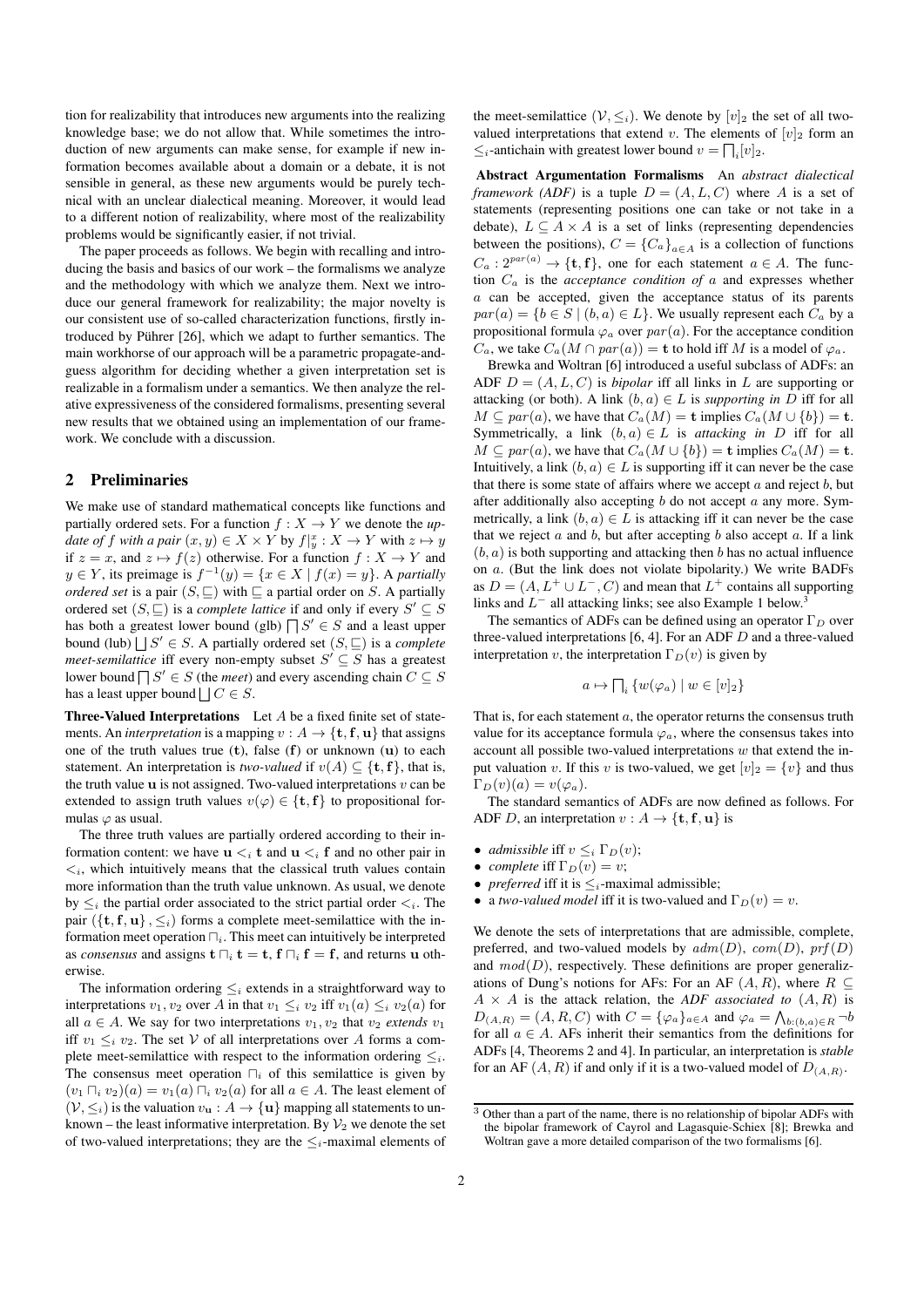tion for realizability that introduces new arguments into the realizing knowledge base; we do not allow that. While sometimes the introduction of new arguments can make sense, for example if new information becomes available about a domain or a debate, it is not sensible in general, as these new arguments would be purely technical with an unclear dialectical meaning. Moreover, it would lead to a different notion of realizability, where most of the realizability problems would be significantly easier, if not trivial.

The paper proceeds as follows. We begin with recalling and introducing the basis and basics of our work – the formalisms we analyze and the methodology with which we analyze them. Next we introduce our general framework for realizability; the major novelty is our consistent use of so-called characterization functions, firstly introduced by Pührer [26], which we adapt to further semantics. The main workhorse of our approach will be a parametric propagate-and-guess algorithm for deciding whether a given interpretation set is realizable in a formalism under a semantics. We then analyze the relative expressiveness of the considered formalisms, presenting several new results that we obtained using an implementation of our framework. We conclude with a discussion.

## 2 Preliminaries

We make use of standard mathematical concepts like functions and partially ordered sets. For a function $f : X \to Y$ we denote the *update of $f$ with a pair* $(x, y) \in X \times Y$ by $f|^x_y : X \to Y$ with $z \mapsto y$ if $z = x$, and $z \mapsto f(z)$ otherwise. For a function $f : X \to Y$ and $y \in Y$, its preimage is $f^{-1}(y) = \{x \in X \mid f(x) = y\}$. A *partially ordered set* is a pair $(S, \sqsubseteq)$ with $\sqsubseteq$ a partial order on $S$. A partially ordered set $(S, \sqsubseteq)$ is a *complete lattice* if and only if every $S' \subseteq S$ has both a greatest lower bound (glb) $\bigsqcap S' \in S$ and a least upper bound (lub) $\bigsqcup S' \in S$. A partially ordered set $(S, \sqsubseteq)$ is a *complete meet-semilattice* iff every non-empty subset $S' \subseteq S$ has a greatest lower bound $\bigsqcap S' \in S$ (the *meet*) and every ascending chain $C \subseteq S$ has a least upper bound $\bigsqcup C \in S$.

**Three-Valued Interpretations** Let $A$ be a fixed finite set of statements. An *interpretation* is a mapping $v : A \to \{\mathbf{t}, \mathbf{f}, \mathbf{u}\}$ that assigns one of the truth values true ($\mathbf{t}$), false ($\mathbf{f}$) or unknown ($\mathbf{u}$) to each statement. An interpretation is *two-valued* if $v(A) \subseteq \{\mathbf{t}, \mathbf{f}\}$, that is, the truth value $\mathbf{u}$ is not assigned. Two-valued interpretations $v$ can be extended to assign truth values $v(\varphi) \in \{\mathbf{t}, \mathbf{f}\}$ to propositional formulas $\varphi$ as usual.

The three truth values are partially ordered according to their information content: we have $\mathbf{u} <_i \mathbf{t}$ and $\mathbf{u} <_i \mathbf{f}$ and no other pair in $<_i$, which intuitively means that the classical truth values contain more information than the truth value unknown. As usual, we denote by $\leq_i$ the partial order associated to the strict partial order $<_i$. The pair $(\{\mathbf{t}, \mathbf{f}, \mathbf{u}\}, \leq_i)$ forms a complete meet-semilattice with the information meet operation $\sqcap_i$. This meet can intuitively be interpreted as *consensus* and assigns $\mathbf{t} \sqcap_i \mathbf{t} = \mathbf{t}$, $\mathbf{f} \sqcap_i \mathbf{f} = \mathbf{f}$, and returns $\mathbf{u}$ otherwise.

The information ordering $\leq_i$ extends in a straightforward way to interpretations $v_1, v_2$ over $A$ in that $v_1 \leq_i v_2$ iff $v_1(a) \leq_i v_2(a)$ for all $a \in A$. We say for two interpretations $v_1, v_2$ that $v_2$ *extends* $v_1$ iff $v_1 \leq_i v_2$. The set $\mathcal{V}$ of all interpretations over $A$ forms a complete meet-semilattice with respect to the information ordering $\leq_i$. The consensus meet operation $\sqcap_i$ of this semilattice is given by $(v_1 \sqcap_i v_2)(a) = v_1(a) \sqcap_i v_2(a)$ for all $a \in A$. The least element of $(\mathcal{V}, \leq_i)$ is the valuation $v_\mathbf{u} : A \to \{\mathbf{u}\}$ mapping all statements to unknown – the least informative interpretation. By $\mathcal{V}_2$ we denote the set of two-valued interpretations; they are the $\leq_i$-maximal elements of the meet-semilattice $(\mathcal{V}, \leq_i)$. We denote by $[v]_2$ the set of all two-valued interpretations that extend $v$. The elements of $[v]_2$ form an $\leq_i$-antichain with greatest lower bound $v = \bigsqcap_i [v]_2$.

**Abstract Argumentation Formalisms** An *abstract dialectical framework (ADF)* is a tuple $D = (A, L, C)$ where $A$ is a set of statements (representing positions one can take or not take in a debate), $L \subseteq A \times A$ is a set of links (representing dependencies between the positions), $C = \{C_a\}_{a \in A}$ is a collection of functions $C_a : 2^{par(a)} \to \{\mathbf{t}, \mathbf{f}\}$, one for each statement $a \in A$. The function $C_a$ is the *acceptance condition of* $a$ and expresses whether $a$ can be accepted, given the acceptance status of its parents $par(a) = \{b \in S \mid (b, a) \in L\}$. We usually represent each $C_a$ by a propositional formula $\varphi_a$ over $par(a)$. For the acceptance condition $C_a$, we take $C_a(M \cap par(a)) = \mathbf{t}$ to hold iff $M$ is a model of $\varphi_a$.

Brewka and Woltran [6] introduced a useful subclass of ADFs: an ADF $D = (A, L, C)$ is *bipolar* iff all links in $L$ are supporting or attacking (or both). A link $(b, a) \in L$ is *supporting in $D$* iff for all $M \subseteq par(a)$, we have that $C_a(M) = \mathbf{t}$ implies $C_a(M \cup \{b\}) = \mathbf{t}$. Symmetrically, a link $(b, a) \in L$ is *attacking in $D$* iff for all $M \subseteq par(a)$, we have that $C_a(M \cup \{b\}) = \mathbf{t}$ implies $C_a(M) = \mathbf{t}$. Intuitively, a link $(b, a) \in L$ is supporting iff it can never be the case that there is some state of affairs where we accept $a$ and reject $b$, but after additionally also accepting $b$ do not accept $a$ any more. Symmetrically, a link $(b, a)$ is attacking iff it can never be the case that we reject $a$ and $b$, but after accepting $b$ also accept $a$. If a link $(b, a)$ is both supporting and attacking then $b$ has no actual influence on $a$. (But the link does not violate bipolarity.) We write BADFs as $D = (A, L^+ \cup L^-, C)$ and mean that $L^+$ contains all supporting links and $L^-$ all attacking links; see also Example 1 below.[3]

The semantics of ADFs can be defined using an operator $\Gamma_D$ over three-valued interpretations [6, 4]. For an ADF $D$ and a three-valued interpretation $v$, the interpretation $\Gamma_D(v)$ is given by

$$a \mapsto \bigsqcap\nolimits_i \{w(\varphi_a) \mid w \in [v]_2\}$$

That is, for each statement $a$, the operator returns the consensus truth value for its acceptance formula $\varphi_a$, where the consensus takes into account all possible two-valued interpretations $w$ that extend the input valuation $v$. If this $v$ is two-valued, we get $[v]_2 = \{v\}$ and thus $\Gamma_D(v)(a) = v(\varphi_a)$.

The standard semantics of ADFs are now defined as follows. For ADF $D$, an interpretation $v : A \to \{\mathbf{t}, \mathbf{f}, \mathbf{u}\}$ is

- *admissible* iff $v \leq_i \Gamma_D(v)$;
- *complete* iff $\Gamma_D(v) = v$;
- *preferred* iff it is $\leq_i$-maximal admissible;
- a *two-valued model* iff it is two-valued and $\Gamma_D(v) = v$.

We denote the sets of interpretations that are admissible, complete, preferred, and two-valued models by $adm(D)$, $com(D)$, $prf(D)$ and $mod(D)$, respectively. These definitions are proper generalizations of Dung's notions for AFs: For an AF $(A, R)$, where $R \subseteq A \times A$ is the attack relation, the *ADF associated to* $(A, R)$ is $D_{(A,R)} = (A, R, C)$ with $C = \{\varphi_a\}_{a \in A}$ and $\varphi_a = \bigwedge_{b:(b,a) \in R} \neg b$ for all $a \in A$. AFs inherit their semantics from the definitions for ADFs [4, Theorems 2 and 4]. In particular, an interpretation is *stable* for an AF $(A, R)$ if and only if it is a two-valued model of $D_{(A,R)}$.

[3] Other than a part of the name, there is no relationship of bipolar ADFs with the bipolar framework of Cayrol and Lagasquie-Schiex [8]; Brewka and Woltran gave a more detailed comparison of the two formalisms [6].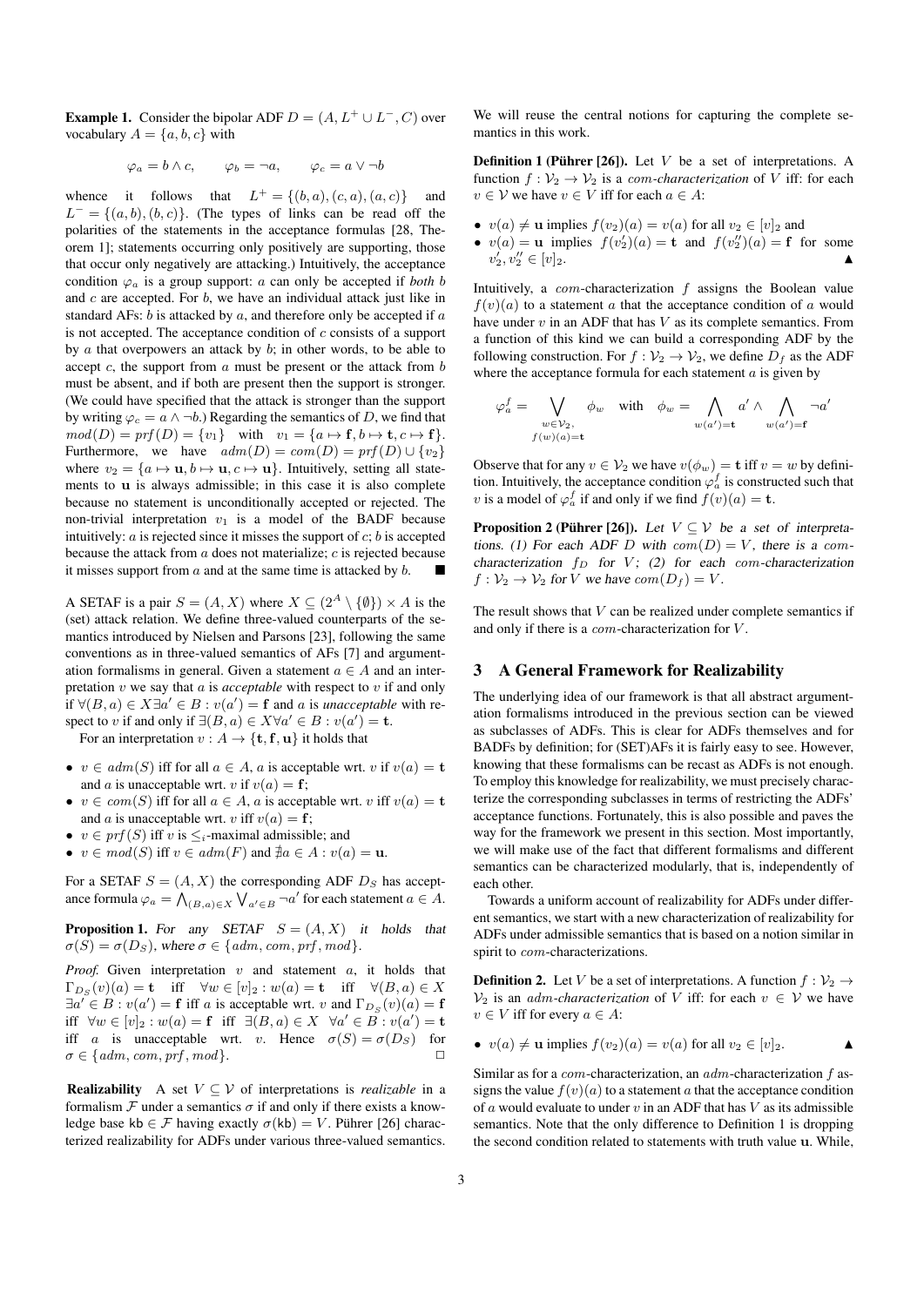**Example 1.** Consider the bipolar ADF $D = (A, L^+ \cup L^-, C)$ over vocabulary $A = \{a, b, c\}$ with

$$\varphi_a = b \wedge c, \qquad \varphi_b = \neg a, \qquad \varphi_c = a \vee \neg b$$

whence it follows that $L^+ = \{(b, a), (c, a), (a, c)\}$ and $L^- = \{(a, b), (b, c)\}$. (The types of links can be read off the polarities of the statements in the acceptance formulas [28, Theorem 1]; statements occurring only positively are supporting, those that occur only negatively are attacking.) Intuitively, the acceptance condition $\varphi_a$ is a group support: $a$ can only be accepted if *both* $b$ and $c$ are accepted. For $b$, we have an individual attack just like in standard AFs: $b$ is attacked by $a$, and therefore only be accepted if $a$ is not accepted. The acceptance condition of $c$ consists of a support by $a$ that overpowers an attack by $b$; in other words, to be able to accept $c$, the support from $a$ must be present or the attack from $b$ must be absent, and if both are present then the support is stronger. (We could have specified that the attack is stronger than the support by writing $\varphi_c = a \wedge \neg b$.) Regarding the semantics of $D$, we find that $mod(D) = prf(D) = \{v_1\}$ with $v_1 = \{a \mapsto \mathbf{f}, b \mapsto \mathbf{t}, c \mapsto \mathbf{f}\}$. Furthermore, we have $adm(D) = com(D) = prf(D) \cup \{v_2\}$ where $v_2 = \{a \mapsto \mathbf{u}, b \mapsto \mathbf{u}, c \mapsto \mathbf{u}\}$. Intuitively, setting all statements to $\mathbf{u}$ is always admissible; in this case it is also complete because no statement is unconditionally accepted or rejected. The non-trivial interpretation $v_1$ is a model of the BADF because intuitively: $a$ is rejected since it misses the support of $c$; $b$ is accepted because the attack from $a$ does not materialize; $c$ is rejected because it misses support from $a$ and at the same time is attacked by $b$. ■

A SETAF is a pair $S = (A, X)$ where $X \subseteq (2^A \setminus \{\emptyset\}) \times A$ is the (set) attack relation. We define three-valued counterparts of the semantics introduced by Nielsen and Parsons [23], following the same conventions as in three-valued semantics of AFs [7] and argumentation formalisms in general. Given a statement $a \in A$ and an interpretation $v$ we say that $a$ is *acceptable* with respect to $v$ if and only if $\forall (B, a) \in X \exists a' \in B : v(a') = \mathbf{f}$ and $a$ is *unacceptable* with respect to $v$ if and only if $\exists (B, a) \in X \forall a' \in B : v(a') = \mathbf{t}$.

For an interpretation $v : A \to \{\mathbf{t}, \mathbf{f}, \mathbf{u}\}$ it holds that

- $v \in adm(S)$ iff for all $a \in A$, $a$ is acceptable wrt. $v$ if $v(a) = \mathbf{t}$ and $a$ is unacceptable wrt. $v$ if $v(a) = \mathbf{f}$;
- $v \in com(S)$ iff for all $a \in A$, $a$ is acceptable wrt. $v$ iff $v(a) = \mathbf{t}$ and $a$ is unacceptable wrt. $v$ iff $v(a) = \mathbf{f}$;
- $v \in prf(S)$ iff $v$ is $\leq_i$-maximal admissible; and
- $v \in mod(S)$ iff $v \in adm(F)$ and $\nexists a \in A : v(a) = \mathbf{u}$.

For a SETAF $S = (A, X)$ the corresponding ADF $D_S$ has acceptance formula $\varphi_a = \bigwedge_{(B,a) \in X} \bigvee_{a' \in B} \neg a'$ for each statement $a \in A$.

**Proposition 1.** *For any SETAF $S = (A, X)$ it holds that $\sigma(S) = \sigma(D_S)$, where $\sigma \in \{adm, com, prf, mod\}$.*

*Proof.* Given interpretation $v$ and statement $a$, it holds that $\Gamma_{D_S}(v)(a) = \mathbf{t}$ iff $\forall w \in [v]_2 : w(a) = \mathbf{t}$ iff $\forall (B, a) \in X$ $\exists a' \in B : v(a') = \mathbf{f}$ iff $a$ is acceptable wrt. $v$ and $\Gamma_{D_S}(v)(a) = \mathbf{f}$ iff $\forall w \in [v]_2 : w(a) = \mathbf{f}$ iff $\exists (B, a) \in X$ $\forall a' \in B : v(a') = \mathbf{t}$ iff $a$ is unacceptable wrt. $v$. Hence $\sigma(S) = \sigma(D_S)$ for $\sigma \in \{adm, com, prf, mod\}$. □

**Realizability** A set $V \subseteq \mathcal{V}$ of interpretations is *realizable* in a formalism $\mathcal{F}$ under a semantics $\sigma$ if and only if there exists a knowledge base $\mathsf{kb} \in \mathcal{F}$ having exactly $\sigma(\mathsf{kb}) = V$. Pührer [26] characterized realizability for ADFs under various three-valued semantics. We will reuse the central notions for capturing the complete semantics in this work.

**Definition 1 (Pührer [26]).** Let $V$ be a set of interpretations. A function $f : \mathcal{V}_2 \to \mathcal{V}_2$ is a *com-characterization* of $V$ iff: for each $v \in \mathcal{V}$ we have $v \in V$ iff for each $a \in A$:

- $v(a) \neq \mathbf{u}$ implies $f(v_2)(a) = v(a)$ for all $v_2 \in [v]_2$ and
- $v(a) = \mathbf{u}$ implies $f(v_2')(a) = \mathbf{t}$ and $f(v_2'')(a) = \mathbf{f}$ for some $v_2', v_2'' \in [v]_2$. ▲

Intuitively, a $com$-characterization $f$ assigns the Boolean value $f(v)(a)$ to a statement $a$ that the acceptance condition of $a$ would have under $v$ in an ADF that has $V$ as its complete semantics. From a function of this kind we can build a corresponding ADF by the following construction. For $f : \mathcal{V}_2 \to \mathcal{V}_2$, we define $D_f$ as the ADF where the acceptance formula for each statement $a$ is given by

$$\varphi_a^f = \bigvee_{\substack{w \in \mathcal{V}_2, \\ f(w)(a) = \mathbf{t}}} \phi_w \quad \text{with} \quad \phi_w = \bigwedge_{w(a') = \mathbf{t}} a' \wedge \bigwedge_{w(a') = \mathbf{f}} \neg a'$$

Observe that for any $v \in \mathcal{V}_2$ we have $v(\phi_w) = \mathbf{t}$ iff $v = w$ by definition. Intuitively, the acceptance condition $\varphi_a^f$ is constructed such that $v$ is a model of $\varphi_a^f$ if and only if we find $f(v)(a) = \mathbf{t}$.

**Proposition 2 (Pührer [26]).** *Let $V \subseteq \mathcal{V}$ be a set of interpretations. (1) For each ADF $D$ with $com(D) = V$, there is a $com$-characterization $f_D$ for $V$; (2) for each $com$-characterization $f : \mathcal{V}_2 \to \mathcal{V}_2$ for $V$ we have $com(D_f) = V$.*

The result shows that $V$ can be realized under complete semantics if and only if there is a $com$-characterization for $V$.

## 3 A General Framework for Realizability

The underlying idea of our framework is that all abstract argumentation formalisms introduced in the previous section can be viewed as subclasses of ADFs. This is clear for ADFs themselves and for BADFs by definition; for (SET)AFs it is fairly easy to see. However, knowing that these formalisms can be recast as ADFs is not enough. To employ this knowledge for realizability, we must precisely characterize the corresponding subclasses in terms of restricting the ADFs' acceptance functions. Fortunately, this is also possible and paves the way for the framework we present in this section. Most importantly, we will make use of the fact that different formalisms and different semantics can be characterized modularly, that is, independently of each other.

Towards a uniform account of realizability for ADFs under different semantics, we start with a new characterization of realizability for ADFs under admissible semantics that is based on a notion similar in spirit to $com$-characterizations.

**Definition 2.** Let $V$ be a set of interpretations. A function $f : \mathcal{V}_2 \to \mathcal{V}_2$ is an *adm-characterization* of $V$ iff: for each $v \in \mathcal{V}$ we have $v \in V$ iff for every $a \in A$:

- $v(a) \neq \mathbf{u}$ implies $f(v_2)(a) = v(a)$ for all $v_2 \in [v]_2$. ▲

Similar as for a $com$-characterization, an $adm$-characterization $f$ assigns the value $f(v)(a)$ to a statement $a$ that the acceptance condition of $a$ would evaluate to under $v$ in an ADF that has $V$ as its admissible semantics. Note that the only difference to Definition 1 is dropping the second condition related to statements with truth value $\mathbf{u}$. While,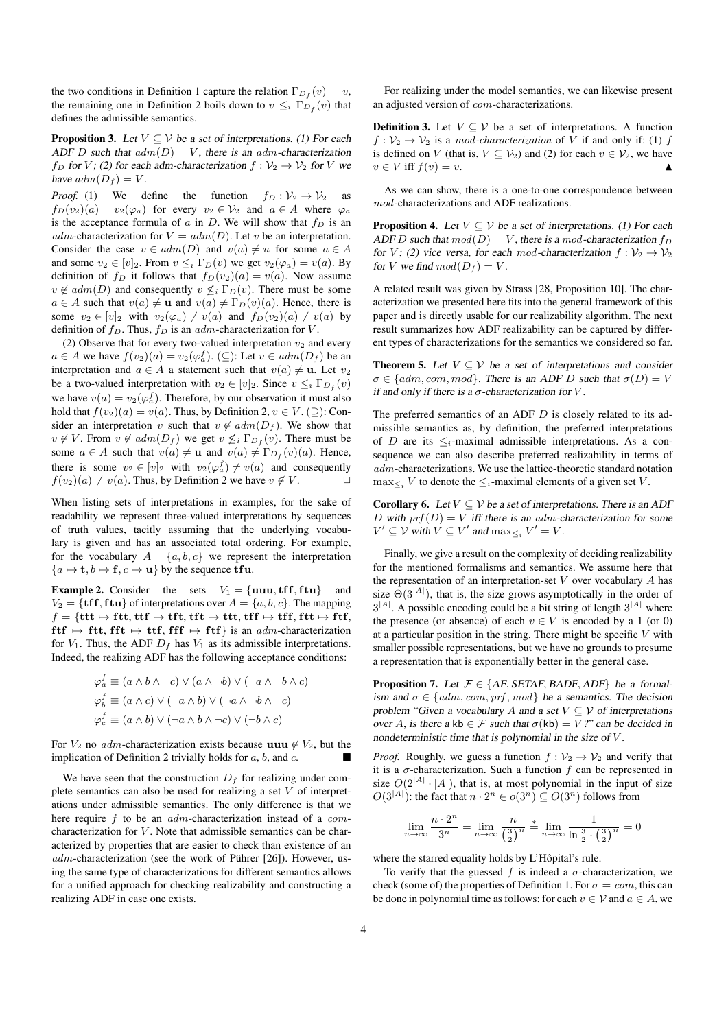the two conditions in Definition 1 capture the relation $\Gamma_{D_f}(v) = v$, the remaining one in Definition 2 boils down to $v \leq_i \Gamma_{D_f}(v)$ that defines the admissible semantics.

**Proposition 3.** *Let $V \subseteq \mathcal{V}$ be a set of interpretations. (1) For each ADF $D$ such that $adm(D) = V$, there is an $adm$-characterization $f_D$ for $V$; (2) for each adm-characterization $f : \mathcal{V}_2 \to \mathcal{V}_2$ for $V$ we have $adm(D_f) = V$.*

*Proof.* (1) We define the function $f_D : \mathcal{V}_2 \to \mathcal{V}_2$ as $f_D(v_2)(a) = v_2(\varphi_a)$ for every $v_2 \in \mathcal{V}_2$ and $a \in A$ where $\varphi_a$ is the acceptance formula of $a$ in $D$. We will show that $f_D$ is an $adm$-characterization for $V = adm(D)$. Let $v$ be an interpretation. Consider the case $v \in adm(D)$ and $v(a) \neq u$ for some $a \in A$ and some $v_2 \in [v]_2$. From $v \leq_i \Gamma_D(v)$ we get $v_2(\varphi_a) = v(a)$. By definition of $f_D$ it follows that $f_D(v_2)(a) = v(a)$. Now assume $v \notin adm(D)$ and consequently $v \not\leq_i \Gamma_D(v)$. There must be some $a \in A$ such that $v(a) \neq \mathbf{u}$ and $v(a) \neq \Gamma_D(v)(a)$. Hence, there is some $v_2 \in [v]_2$ with $v_2(\varphi_a) \neq v(a)$ and $f_D(v_2)(a) \neq v(a)$ by definition of $f_D$. Thus, $f_D$ is an $adm$-characterization for $V$.

(2) Observe that for every two-valued interpretation $v_2$ and every $a \in A$ we have $f(v_2)(a) = v_2(\varphi_a^f)$. ($\subseteq$): Let $v \in adm(D_f)$ be an interpretation and $a \in A$ a statement such that $v(a) \neq \mathbf{u}$. Let $v_2$ be a two-valued interpretation with $v_2 \in [v]_2$. Since $v \leq_i \Gamma_{D_f}(v)$ we have $v(a) = v_2(\varphi_a^f)$. Therefore, by our observation it must also hold that $f(v_2)(a) = v(a)$. Thus, by Definition 2, $v \in V$. ($\supseteq$): Consider an interpretation $v$ such that $v \notin adm(D_f)$. We show that $v \notin V$. From $v \notin adm(D_f)$ we get $v \not\leq_i \Gamma_{D_f}(v)$. There must be some $a \in A$ such that $v(a) \neq \mathbf{u}$ and $v(a) \neq \Gamma_{D_f}(v)(a)$. Hence, there is some $v_2 \in [v]_2$ with $v_2(\varphi_a^f) \neq v(a)$ and consequently $f(v_2)(a) \neq v(a)$. Thus, by Definition 2 we have $v \notin V$. $\square$

When listing sets of interpretations in examples, for the sake of readability we represent three-valued interpretations by sequences of truth values, tacitly assuming that the underlying vocabulary is given and has an associated total ordering. For example, for the vocabulary $A = \{a, b, c\}$ we represent the interpretation $\{a \mapsto \mathbf{t}, b \mapsto \mathbf{f}, c \mapsto \mathbf{u}\}$ by the sequence $\mathbf{tfu}$.

**Example 2.** Consider the sets $V_1 = \{\mathbf{uuu}, \mathbf{tff}, \mathbf{ftu}\}$ and $V_2 = \{\mathbf{tff}, \mathbf{ftu}\}$ of interpretations over $A = \{a, b, c\}$. The mapping $f = \{\mathbf{ttt} \mapsto \mathbf{ftt}, \mathbf{ttf} \mapsto \mathbf{tft}, \mathbf{tft} \mapsto \mathbf{ttt}, \mathbf{tff} \mapsto \mathbf{tff}, \mathbf{ftt} \mapsto \mathbf{ftf}, \mathbf{ftf} \mapsto \mathbf{ftt}, \mathbf{fft} \mapsto \mathbf{ttf}, \mathbf{fff} \mapsto \mathbf{ftf}\}$ is an $adm$-characterization for $V_1$. Thus, the ADF $D_f$ has $V_1$ as its admissible interpretations. Indeed, the realizing ADF has the following acceptance conditions:

$$\varphi_a^f \equiv (a \wedge b \wedge \neg c) \vee (a \wedge \neg b) \vee (\neg a \wedge \neg b \wedge c)$$
$$\varphi_b^f \equiv (a \wedge c) \vee (\neg a \wedge b) \vee (\neg a \wedge \neg b \wedge \neg c)$$
$$\varphi_c^f \equiv (a \wedge b) \vee (\neg a \wedge b \wedge \neg c) \vee (\neg b \wedge c)$$

For $V_2$ no $adm$-characterization exists because $\mathbf{uuu} \notin V_2$, but the implication of Definition 2 trivially holds for $a$, $b$, and $c$. ■

We have seen that the construction $D_f$ for realizing under complete semantics can also be used for realizing a set $V$ of interpretations under admissible semantics. The only difference is that we here require $f$ to be an $adm$-characterization instead of a $com$-characterization for $V$. Note that admissible semantics can be characterized by properties that are easier to check than existence of an $adm$-characterization (see the work of Pührer [26]). However, using the same type of characterizations for different semantics allows for a unified approach for checking realizability and constructing a realizing ADF in case one exists.

For realizing under the model semantics, we can likewise present an adjusted version of $com$-characterizations.

**Definition 3.** Let $V \subseteq \mathcal{V}$ be a set of interpretations. A function $f : \mathcal{V}_2 \to \mathcal{V}_2$ is a *$mod$-characterization* of $V$ if and only if: (1) $f$ is defined on $V$ (that is, $V \subseteq \mathcal{V}_2$) and (2) for each $v \in \mathcal{V}_2$, we have $v \in V$ iff $f(v) = v$. ▲

As we can show, there is a one-to-one correspondence between $mod$-characterizations and ADF realizations.

**Proposition 4.** *Let $V \subseteq \mathcal{V}$ be a set of interpretations. (1) For each ADF $D$ such that $mod(D) = V$, there is a $mod$-characterization $f_D$ for $V$; (2) vice versa, for each $mod$-characterization $f : \mathcal{V}_2 \to \mathcal{V}_2$ for $V$ we find $mod(D_f) = V$.*

A related result was given by Strass [28, Proposition 10]. The characterization we presented here fits into the general framework of this paper and is directly usable for our realizability algorithm. The next result summarizes how ADF realizability can be captured by different types of characterizations for the semantics we considered so far.

**Theorem 5.** *Let $V \subseteq \mathcal{V}$ be a set of interpretations and consider $\sigma \in \{adm, com, mod\}$. There is an ADF $D$ such that $\sigma(D) = V$ if and only if there is a $\sigma$-characterization for $V$.*

The preferred semantics of an ADF $D$ is closely related to its admissible semantics as, by definition, the preferred interpretations of $D$ are its $\leq_i$-maximal admissible interpretations. As a consequence we can also describe preferred realizability in terms of $adm$-characterizations. We use the lattice-theoretic standard notation $\max_{\leq_i} V$ to denote the $\leq_i$-maximal elements of a given set $V$.

**Corollary 6.** *Let $V \subseteq \mathcal{V}$ be a set of interpretations. There is an ADF $D$ with $prf(D) = V$ iff there is an $adm$-characterization for some $V' \subseteq \mathcal{V}$ with $V \subseteq V'$ and $\max_{\leq_i} V' = V$.*

Finally, we give a result on the complexity of deciding realizability for the mentioned formalisms and semantics. We assume here that the representation of an interpretation-set $V$ over vocabulary $A$ has size $\Theta(3^{|A|})$, that is, the size grows asymptotically in the order of $3^{|A|}$. A possible encoding could be a bit string of length $3^{|A|}$ where the presence (or absence) of each $v \in V$ is encoded by a 1 (or 0) at a particular position in the string. There might be specific $V$ with smaller possible representations, but we have no grounds to presume a representation that is exponentially better in the general case.

**Proposition 7.** *Let $\mathcal{F} \in \{AF, SETAF, BADF, ADF\}$ be a formalism and $\sigma \in \{adm, com, prf, mod\}$ be a semantics. The decision problem "Given a vocabulary $A$ and a set $V \subseteq \mathcal{V}$ of interpretations over $A$, is there a $\mathsf{kb} \in \mathcal{F}$ such that $\sigma(\mathsf{kb}) = V$?" can be decided in nondeterministic time that is polynomial in the size of $V$.*

*Proof.* Roughly, we guess a function $f : \mathcal{V}_2 \to \mathcal{V}_2$ and verify that it is a $\sigma$-characterization. Such a function $f$ can be represented in size $O(2^{|A|} \cdot |A|)$, that is, at most polynomial in the input of size $O(3^{|A|})$: the fact that $n \cdot 2^n \in o(3^n) \subseteq O(3^n)$ follows from

$$\lim_{n\to\infty} \frac{n \cdot 2^n}{3^n} = \lim_{n\to\infty} \frac{n}{\left(\frac{3}{2}\right)^n} \stackrel{*}{=} \lim_{n\to\infty} \frac{1}{\ln \frac{3}{2} \cdot \left(\frac{3}{2}\right)^n} = 0$$

where the starred equality holds by L'Hôpital's rule.

To verify that the guessed $f$ is indeed a $\sigma$-characterization, we check (some of) the properties of Definition 1. For $\sigma = com$, this can be done in polynomial time as follows: for each $v \in \mathcal{V}$ and $a \in A$, we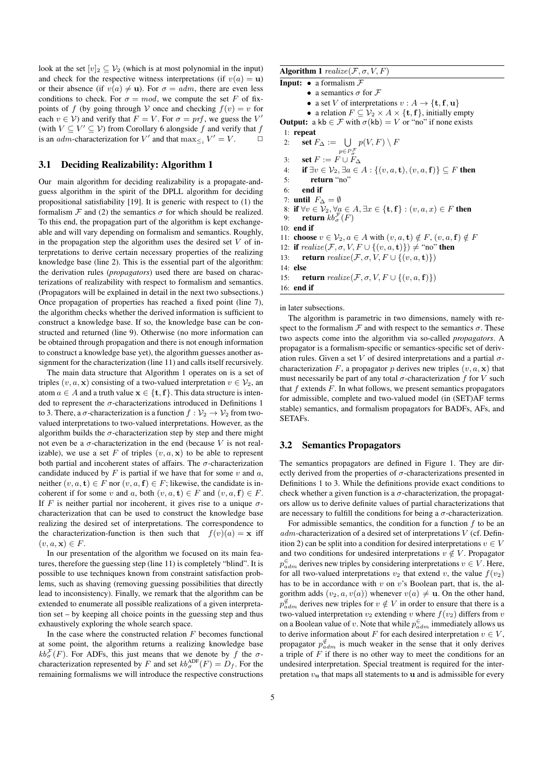look at the set $[v]_2 \subseteq \mathcal{V}_2$ (which is at most polynomial in the input) and check for the respective witness interpretations (if $v(a) = \mathbf{u}$) or their absence (if $v(a) \neq \mathbf{u}$). For $\sigma = adm$, there are even less conditions to check. For $\sigma = mod$, we compute the set $F$ of fixpoints of $f$ (by going through $\mathcal{V}$ once and checking $f(v) = v$ for each $v \in \mathcal{V}$) and verify that $F = V$. For $\sigma = prf$, we guess the $V'$ (with $V \subseteq V' \subseteq \mathcal{V}$) from Corollary 6 alongside $f$ and verify that $f$ is an $adm$-characterization for $V'$ and that $\max_{\leq_i} V' = V$. □

### 3.1 Deciding Realizability: Algorithm 1

Our main algorithm for deciding realizability is a propagate-and-guess algorithm in the spirit of the DPLL algorithm for deciding propositional satisfiability [19]. It is generic with respect to (1) the formalism $\mathcal{F}$ and (2) the semantics $\sigma$ for which should be realized. To this end, the propagation part of the algorithm is kept exchangeable and will vary depending on formalism and semantics. Roughly, in the propagation step the algorithm uses the desired set $V$ of interpretations to derive certain necessary properties of the realizing knowledge base (line 2). This is the essential part of the algorithm: the derivation rules (*propagators*) used there are based on characterizations of realizability with respect to formalism and semantics. (Propagators will be explained in detail in the next two subsections.) Once propagation of properties has reached a fixed point (line 7), the algorithm checks whether the derived information is sufficient to construct a knowledge base. If so, the knowledge base can be constructed and returned (line 9). Otherwise (no more information can be obtained through propagation and there is not enough information to construct a knowledge base yet), the algorithm guesses another assignment for the characterization (line 11) and calls itself recursively.

The main data structure that Algorithm 1 operates on is a set of triples $(v, a, \mathbf{x})$ consisting of a two-valued interpretation $v \in \mathcal{V}_2$, an atom $a \in A$ and a truth value $\mathbf{x} \in \{\mathbf{t}, \mathbf{f}\}$. This data structure is intended to represent the $\sigma$-characterizations introduced in Definitions 1 to 3. There, a $\sigma$-characterization is a function $f : \mathcal{V}_2 \to \mathcal{V}_2$ from two-valued interpretations to two-valued interpretations. However, as the algorithm builds the $\sigma$-characterization step by step and there might not even be a $\sigma$-characterization in the end (because $V$ is not realizable), we use a set $F$ of triples $(v, a, \mathbf{x})$ to be able to represent both partial and incoherent states of affairs. The $\sigma$-characterization candidate induced by $F$ is partial if we have that for some $v$ and $a$, neither $(v, a, \mathbf{t}) \in F$ nor $(v, a, \mathbf{f}) \in F$; likewise, the candidate is incoherent if for some $v$ and $a$, both $(v, a, \mathbf{t}) \in F$ and $(v, a, \mathbf{f}) \in F$. If $F$ is neither partial nor incoherent, it gives rise to a unique $\sigma$-characterization that can be used to construct the knowledge base realizing the desired set of interpretations. The correspondence to the characterization-function is then such that $f(v)(a) = \mathbf{x}$ iff $(v, a, \mathbf{x}) \in F$.

In our presentation of the algorithm we focused on its main features, therefore the guessing step (line 11) is completely "blind". It is possible to use techniques known from constraint satisfaction problems, such as shaving (removing guessing possibilities that directly lead to inconsistency). Finally, we remark that the algorithm can be extended to enumerate all possible realizations of a given interpretation set – by keeping all choice points in the guessing step and thus exhaustively exploring the whole search space.

In the case where the constructed relation $F$ becomes functional at some point, the algorithm returns a realizing knowledge base $kb^{\mathcal{F}}_{\sigma}(F)$. For ADFs, this just means that we denote by $f$ the $\sigma$-characterization represented by $F$ and set $kb^{\text{ADF}}_{\sigma}(F) = D_f$. For the remaining formalisms we will introduce the respective constructions in later subsections.

**Algorithm 1** $realize(\mathcal{F}, \sigma, V, F)$

**Input:**
- a formalism $\mathcal{F}$
- a semantics $\sigma$ for $\mathcal{F}$
- a set $V$ of interpretations $v : A \to \{\mathbf{t}, \mathbf{f}, \mathbf{u}\}$
- a relation $F \subseteq \mathcal{V}_2 \times A \times \{\mathbf{t}, \mathbf{f}\}$, initially empty

**Output:** a $\mathsf{kb} \in \mathcal{F}$ with $\sigma(\mathsf{kb}) = V$ or "no" if none exists

```
 1: repeat
 2:     set F_Δ := ⋃_{p ∈ P^F_σ} p(V, F) \ F
 3:     set F := F ∪ F_Δ
 4:     if ∃v ∈ V_2, ∃a ∈ A : {(v, a, t), (v, a, f)} ⊆ F then
 5:         return "no"
 6:     end if
 7: until F_Δ = ∅
 8: if ∀v ∈ V_2, ∀a ∈ A, ∃x ∈ {t, f} : (v, a, x) ∈ F then
 9:     return kb^F_σ(F)
10: end if
11: choose v ∈ V_2, a ∈ A with (v, a, t) ∉ F, (v, a, f) ∉ F
12: if realize(F, σ, V, F ∪ {(v, a, t)}) ≠ "no" then
13:     return realize(F, σ, V, F ∪ {(v, a, t)})
14: else
15:     return realize(F, σ, V, F ∪ {(v, a, f)})
16: end if
```

The algorithm is parametric in two dimensions, namely with respect to the formalism $\mathcal{F}$ and with respect to the semantics $\sigma$. These two aspects come into the algorithm via so-called *propagators*. A propagator is a formalism-specific or semantics-specific set of derivation rules. Given a set $V$ of desired interpretations and a partial $\sigma$-characterization $F$, a propagator $p$ derives new triples $(v, a, \mathbf{x})$ that must necessarily be part of any total $\sigma$-characterization $f$ for $V$ such that $f$ extends $F$. In what follows, we present semantics propagators for admissible, complete and two-valued model (in (SET)AF terms stable) semantics, and formalism propagators for BADFs, AFs, and SETAFs.

### 3.2 Semantics Propagators

The semantics propagators are defined in Figure 1. They are directly derived from the properties of $\sigma$-characterizations presented in Definitions 1 to 3. While the definitions provide exact conditions to check whether a given function is a $\sigma$-characterization, the propagators allow us to derive definite values of partial characterizations that are necessary to fulfill the conditions for being a $\sigma$-characterization.

For admissible semantics, the condition for a function $f$ to be an $adm$-characterization of a desired set of interpretations $V$ (cf. Definition 2) can be split into a condition for desired interpretations $v \in V$ and two conditions for undesired interpretations $v \notin V$. Propagator $p^{\in}_{adm}$ derives new triples by considering interpretations $v \in V$. Here, for all two-valued interpretations $v_2$ that extend $v$, the value $f(v_2)$ has to be in accordance with $v$ on $v$'s Boolean part, that is, the algorithm adds $(v_2, a, v(a))$ whenever $v(a) \neq \mathbf{u}$. On the other hand, $p^{\notin}_{adm}$ derives new triples for $v \notin V$ in order to ensure that there is a two-valued interpretation $v_2$ extending $v$ where $f(v_2)$ differs from $v$ on a Boolean value of $v$. Note that while $p^{\in}_{adm}$ immediately allows us to derive information about $F$ for each desired interpretation $v \in V$, propagator $p^{\notin}_{adm}$ is much weaker in the sense that it only derives a triple of $F$ if there is no other way to meet the conditions for an undesired interpretation. Special treatment is required for the interpretation $v_{\mathbf{u}}$ that maps all statements to $\mathbf{u}$ and is admissible for every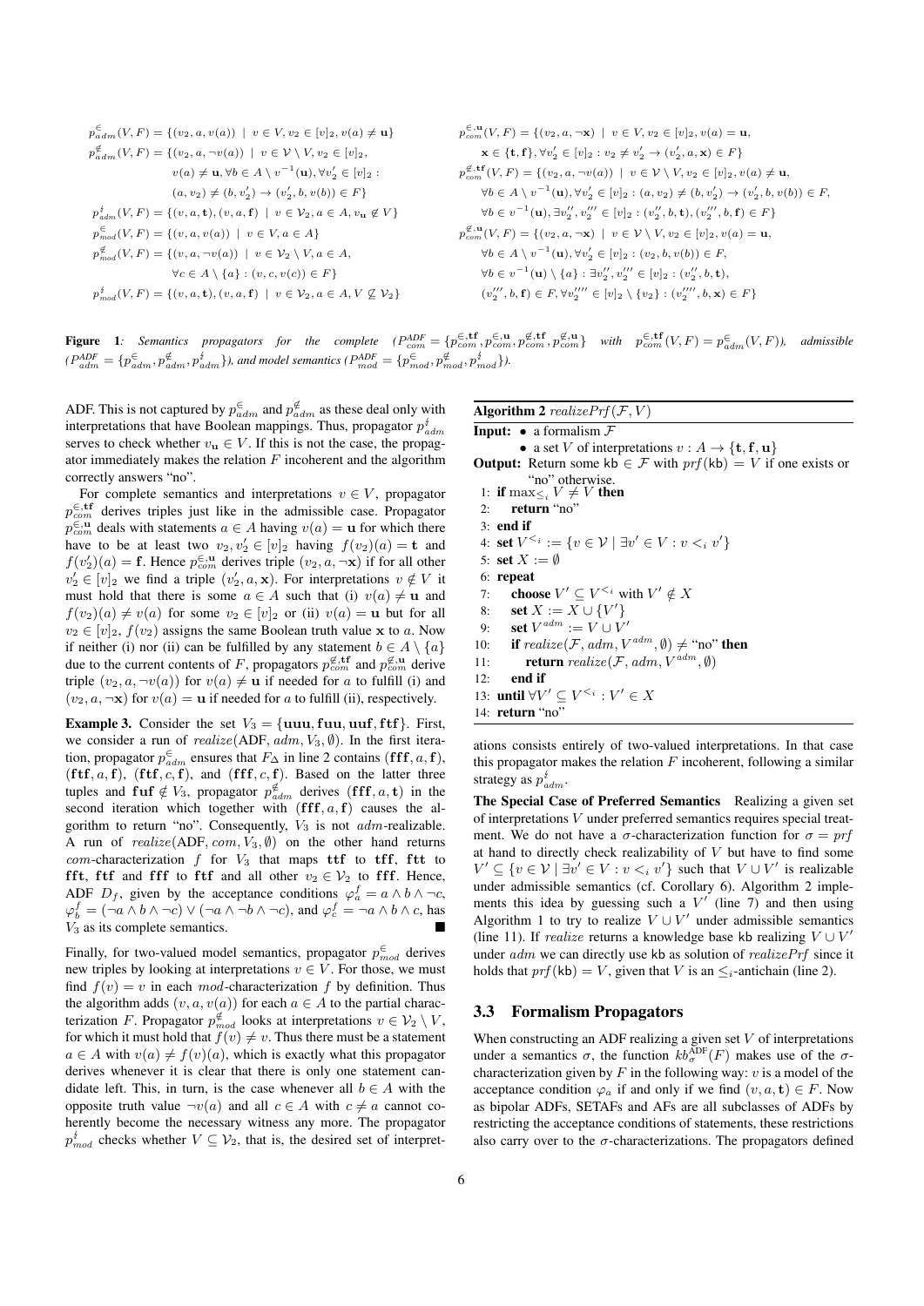$$p^{\in}_{adm}(V,F) = \{(v_2, a, v(a)) \mid v \in V, v_2 \in [v]_2, v(a) \neq \mathbf{u}\}$$

$$p^{\notin}_{adm}(V,F) = \{(v_2, a, \neg v(a)) \mid v \in \mathcal{V} \setminus V, v_2 \in [v]_2, v(a) \neq \mathbf{u}, \forall b \in A \setminus v^{-1}(\mathbf{u}), \forall v_2' \in [v]_2 : (a, v_2) \neq (b, v_2') \rightarrow (v_2', b, v(b)) \in F\}$$

$$p^{\notin}_{adm}(V,F) = \{(v,a,\mathbf{t}),(v,a,\mathbf{f}) \mid v \in \mathcal{V}_2, a \in A, v_\mathbf{u} \notin V\}$$

$$p^{\in}_{mod}(V,F) = \{(v,a,v(a)) \mid v \in V, a \in A\}$$

$$p^{\notin}_{mod}(V,F) = \{(v,a,\neg v(a)) \mid v \in \mathcal{V}_2 \setminus V, a \in A, \forall c \in A \setminus \{a\} : (v,c,v(c)) \in F\}$$

$$p^{\notin}_{mod}(V,F) = \{(v,a,\mathbf{t}),(v,a,\mathbf{f}) \mid v \in \mathcal{V}_2, a \in A, V \not\subseteq \mathcal{V}_2\}$$

$$p^{\in,\mathbf{u}}_{com}(V,F) = \{(v_2, a, \neg\mathbf{x}) \mid v \in V, v_2 \in [v]_2, v(a) = \mathbf{u}, \mathbf{x} \in \{\mathbf{t},\mathbf{f}\}, \forall v_2' \in [v]_2 : v_2 \neq v_2' \rightarrow (v_2', a, \mathbf{x}) \in F\}$$

$$p^{\notin,\mathbf{tf}}_{com}(V,F) = \{(v_2, a, \neg v(a)) \mid v \in \mathcal{V} \setminus V, v_2 \in [v]_2, v(a) \neq \mathbf{u}, \forall b \in A \setminus v^{-1}(\mathbf{u}), \forall v_2' \in [v]_2 : (a,v_2) \neq (b,v_2') \rightarrow (v_2', b, v(b)) \in F, \forall b \in v^{-1}(\mathbf{u}), \exists v_2'', v_2''' \in [v]_2 : (v_2'', b, \mathbf{t}), (v_2''', b, \mathbf{f}) \in F\}$$

$$p^{\notin,\mathbf{u}}_{com}(V,F) = \{(v_2, a, \neg\mathbf{x}) \mid v \in \mathcal{V} \setminus V, v_2 \in [v]_2, v(a) = \mathbf{u}, \forall b \in A \setminus v^{-1}(\mathbf{u}), \forall v_2' \in [v]_2 : (v_2, b, v(b)) \in F, \forall b \in v^{-1}(\mathbf{u}) \setminus \{a\} : \exists v_2'', v_2''' \in [v]_2 : (v_2'', b, \mathbf{t}), (v_2''', b, \mathbf{f}) \in F, \forall v_2'''' \in [v]_2 \setminus \{v_2\} : (v_2'''', b, \mathbf{x}) \in F\}$$

**Figure 1**: *Semantics propagators for the complete* ($P^{ADF}_{com} = \{p^{\in,\mathbf{tf}}_{com}, p^{\in,\mathbf{u}}_{com}, p^{\notin,\mathbf{tf}}_{com}, p^{\notin,\mathbf{u}}_{com}\}$ *with* $p^{\in,\mathbf{tf}}_{com}(V,F) = p^{\in}_{adm}(V,F)$), *admissible* ($P^{ADF}_{adm} = \{p^{\in}_{adm}, p^{\notin}_{adm}, p^{\notin}_{adm}\}$), *and model semantics* ($P^{ADF}_{mod} = \{p^{\in}_{mod}, p^{\notin}_{mod}, p^{\notin}_{mod}\}$).

ADF. This is not captured by $p^{\in}_{adm}$ and $p^{\notin}_{adm}$ as these deal only with interpretations that have Boolean mappings. Thus, propagator $p^{\notin}_{adm}$ serves to check whether $v_\mathbf{u} \in V$. If this is not the case, the propagator immediately makes the relation $F$ incoherent and the algorithm correctly answers "no".

For complete semantics and interpretations $v \in V$, propagator $p^{\in,\mathbf{tf}}_{com}$ derives triples just like in the admissible case. Propagator $p^{\in,\mathbf{u}}_{com}$ deals with statements $a \in A$ having $v(a) = \mathbf{u}$ for which there have to be at least two $v_2, v_2' \in [v]_2$ having $f(v_2)(a) = \mathbf{t}$ and $f(v_2')(a) = \mathbf{f}$. Hence $p^{\in,\mathbf{u}}_{com}$ derives triple $(v_2, a, \neg\mathbf{x})$ if for all other $v_2' \in [v]_2$ we find a triple $(v_2', a, \mathbf{x})$. For interpretations $v \notin V$ it must hold that there is some $a \in A$ such that (i) $v(a) \neq \mathbf{u}$ and $f(v_2)(a) \neq v(a)$ for some $v_2 \in [v]_2$ or (ii) $v(a) = \mathbf{u}$ but for all $v_2 \in [v]_2$, $f(v_2)$ assigns the same Boolean truth value $\mathbf{x}$ to $a$. Now if neither (i) nor (ii) can be fulfilled by any statement $b \in A \setminus \{a\}$ due to the current contents of $F$, propagators $p^{\notin,\mathbf{tf}}_{com}$ and $p^{\notin,\mathbf{u}}_{com}$ derive triple $(v_2, a, \neg v(a))$ for $v(a) \neq \mathbf{u}$ if needed for $a$ to fulfill (i) and $(v_2, a, \neg\mathbf{x})$ for $v(a) = \mathbf{u}$ if needed for $a$ to fulfill (ii), respectively.

**Example 3.** Consider the set $V_3 = \{\mathbf{uuu}, \mathbf{fuu}, \mathbf{uuf}, \mathbf{ftf}\}$. First, we consider a run of *realize*(ADF, *adm*, $V_3, \emptyset$). In the first iteration, propagator $p^{\in}_{adm}$ ensures that $F_\Delta$ in line 2 contains $(\mathbf{fff}, a, \mathbf{f})$, $(\mathbf{ftf}, a, \mathbf{f})$, $(\mathbf{ftf}, c, \mathbf{f})$, and $(\mathbf{fff}, c, \mathbf{f})$. Based on the latter three tuples and $\mathbf{fuf} \notin V_3$, propagator $p^{\notin}_{adm}$ derives $(\mathbf{fff}, a, \mathbf{t})$ in the second iteration which together with $(\mathbf{fff}, a, \mathbf{f})$ causes the algorithm to return "no". Consequently, $V_3$ is not *adm*-realizable. A run of *realize*(ADF, *com*, $V_3, \emptyset$) on the other hand returns *com*-characterization $f$ for $V_3$ that maps $\mathbf{ttf}$ to $\mathbf{tff}$, $\mathbf{ftt}$ to $\mathbf{ftt}$, $\mathbf{ftf}$ and $\mathbf{fff}$ to $\mathbf{ftf}$ and all other $v_2 \in \mathcal{V}_2$ to $\mathbf{fff}$. Hence, ADF $D_f$, given by the acceptance conditions $\varphi^f_a = a \wedge b \wedge \neg c$, $\varphi^f_b = (\neg a \wedge b \wedge \neg c) \vee (\neg a \wedge \neg b \wedge \neg c)$, and $\varphi^f_c = \neg a \wedge b \wedge c$, has $V_3$ as its complete semantics. ■

Finally, for two-valued model semantics, propagator $p^{\in}_{mod}$ derives new triples by looking at interpretations $v \in V$. For those, we must find $f(v) = v$ in each *mod*-characterization $f$ by definition. Thus the algorithm adds $(v, a, v(a))$ for each $a \in A$ to the partial characterization $F$. Propagator $p^{\notin}_{mod}$ looks at interpretations $v \in \mathcal{V}_2 \setminus V$, for which it must hold that $f(v) \neq v$. Thus there must be a statement $a \in A$ with $v(a) \neq f(v)(a)$, which is exactly what this propagator derives whenever it is clear that there is only one statement candidate left. This, in turn, is the case whenever all $b \in A$ with the opposite truth value $\neg v(a)$ and all $c \in A$ with $c \neq a$ cannot coherently become the necessary witness any more. The propagator $p^{\notin}_{mod}$ checks whether $V \subseteq \mathcal{V}_2$, that is, the desired set of interpretations consists entirely of two-valued interpretations. In that case this propagator makes the relation $F$ incoherent, following a similar strategy as $p^{\notin}_{adm}$.

**Algorithm 2** *realizePrf*$(\mathcal{F}, V)$

**Input:** • a formalism $\mathcal{F}$
• a set $V$ of interpretations $v : A \rightarrow \{\mathbf{t},\mathbf{f},\mathbf{u}\}$

**Output:** Return some $\mathsf{kb} \in \mathcal{F}$ with $prf(\mathsf{kb}) = V$ if one exists or "no" otherwise.

```
1: if max_{≤_i} V ≠ V then
2:     return "no"
3: end if
4: set V^{<_i} := {v ∈ 𝒱 | ∃v' ∈ V : v <_i v'}
5: set X := ∅
6: repeat
7:     choose V' ⊆ V^{<_i} with V' ∉ X
8:     set X := X ∪ {V'}
9:     set V^{adm} := V ∪ V'
10:    if realize(𝓕, adm, V^{adm}, ∅) ≠ "no" then
11:        return realize(𝓕, adm, V^{adm}, ∅)
12:    end if
13: until ∀V' ⊆ V^{<_i} : V' ∈ X
14: return "no"
```

**The Special Case of Preferred Semantics** Realizing a given set of interpretations $V$ under preferred semantics requires special treatment. We do not have a $\sigma$-characterization function for $\sigma = prf$ at hand to directly check realizability of $V$ but have to find some $V' \subseteq \{v \in \mathcal{V} \mid \exists v' \in V : v <_i v'\}$ such that $V \cup V'$ is realizable under admissible semantics (cf. Corollary 6). Algorithm 2 implements this idea by guessing such a $V'$ (line 7) and then using Algorithm 1 to try to realize $V \cup V'$ under admissible semantics (line 11). If *realize* returns a knowledge base kb realizing $V \cup V'$ under *adm* we can directly use kb as solution of *realizePrf* since it holds that $prf(\mathsf{kb}) = V$, given that $V$ is an $\leq_i$-antichain (line 2).

### 3.3 Formalism Propagators

When constructing an ADF realizing a given set $V$ of interpretations under a semantics $\sigma$, the function $kb^{\text{ADF}}_\sigma(F)$ makes use of the $\sigma$-characterization given by $F$ in the following way: $v$ is a model of the acceptance condition $\varphi_a$ if and only if we find $(v, a, \mathbf{t}) \in F$. Now as bipolar ADFs, SETAFs and AFs are all subclasses of ADFs by restricting the acceptance conditions of statements, these restrictions also carry over to the $\sigma$-characterizations. The propagators defined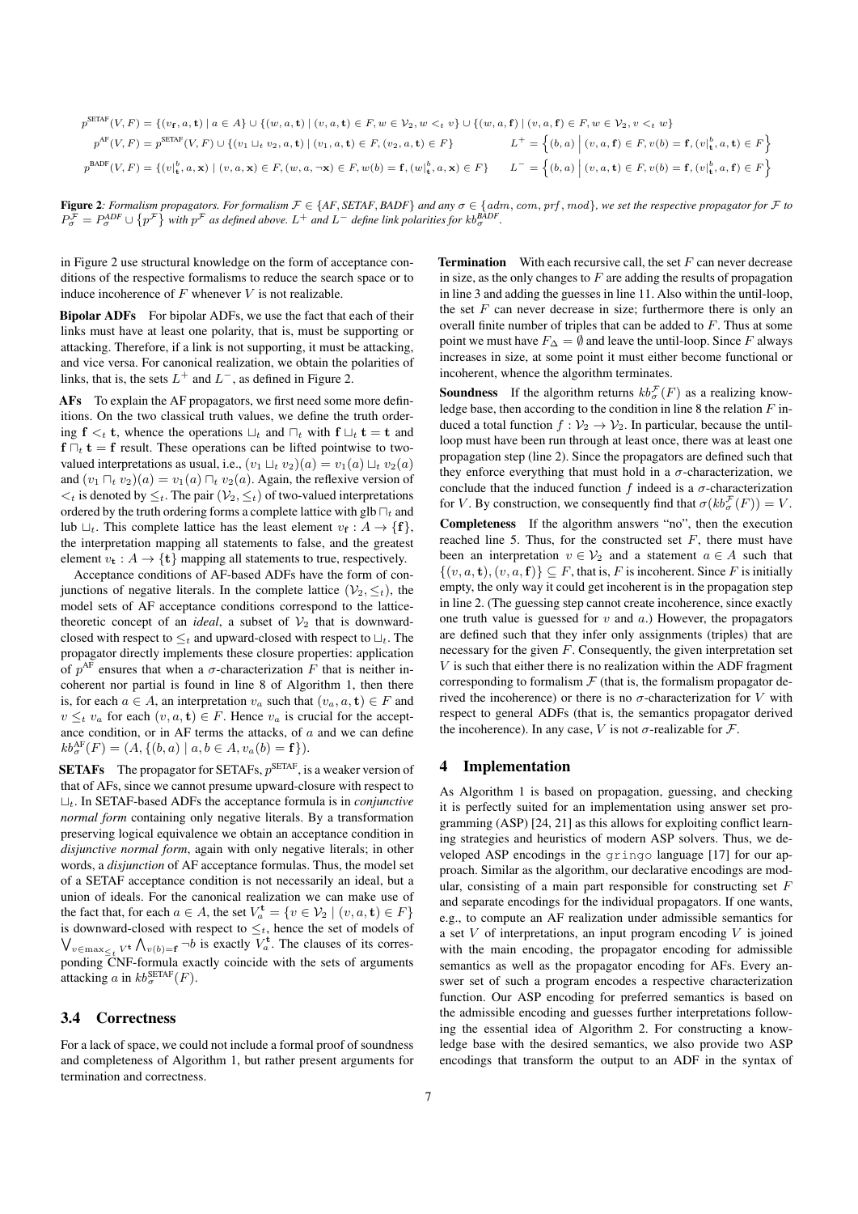$$p^{\text{SETAF}}(V,F) = \{(v_{\mathbf{f}}, a, \mathbf{t}) \mid a \in A\} \cup \{(w, a, \mathbf{t}) \mid (v, a, \mathbf{t}) \in F, w \in \mathcal{V}_2, w <_t v\} \cup \{(w, a, \mathbf{f}) \mid (v, a, \mathbf{f}) \in F, w \in \mathcal{V}_2, v <_t w\}$$

$$p^{\text{AF}}(V,F) = p^{\text{SETAF}}(V,F) \cup \{(v_1 \sqcup_t v_2, a, \mathbf{t}) \mid (v_1, a, \mathbf{t}) \in F, (v_2, a, \mathbf{t}) \in F\} \qquad L^+ = \left\{(b,a) \,\middle|\, (v,a,\mathbf{f}) \in F, v(b) = \mathbf{f}, (v|^b_{\mathbf{t}}, a, \mathbf{t}) \in F\right\}$$

$$p^{\text{BADF}}(V,F) = \{(v|^b_{\mathbf{t}}, a, \mathbf{x}) \mid (v, a, \mathbf{x}) \in F, (w, a, \neg\mathbf{x}) \in F, w(b) = \mathbf{f}, (w|^b_{\mathbf{t}}, a, \mathbf{x}) \in F\} \qquad L^- = \left\{(b,a) \,\middle|\, (v,a,\mathbf{t}) \in F, v(b) = \mathbf{f}, (v|^b_{\mathbf{t}}, a, \mathbf{f}) \in F\right\}$$

**Figure 2**: *Formalism propagators. For formalism $\mathcal{F} \in \{AF, SETAF, BADF\}$ and any $\sigma \in \{adm, com, prf, mod\}$, we set the respective propagator for $\mathcal{F}$ to $P^{\mathcal{F}}_{\sigma} = P^{ADF}_{\sigma} \cup \{p^{\mathcal{F}}\}$ with $p^{\mathcal{F}}$ as defined above. $L^+$ and $L^-$ define link polarities for $kb^{BADF}_{\sigma}$.*

in Figure 2 use structural knowledge on the form of acceptance conditions of the respective formalisms to reduce the search space or to induce incoherence of $F$ whenever $V$ is not realizable.

**Bipolar ADFs** For bipolar ADFs, we use the fact that each of their links must have at least one polarity, that is, must be supporting or attacking. Therefore, if a link is not supporting, it must be attacking, and vice versa. For canonical realization, we obtain the polarities of links, that is, the sets $L^+$ and $L^-$, as defined in Figure 2.

**AFs** To explain the AF propagators, we first need some more definitions. On the two classical truth values, we define the truth ordering $\mathbf{f} <_t \mathbf{t}$, whence the operations $\sqcup_t$ and $\sqcap_t$ with $\mathbf{f} \sqcup_t \mathbf{t} = \mathbf{t}$ and $\mathbf{f} \sqcap_t \mathbf{t} = \mathbf{f}$ result. These operations can be lifted pointwise to two-valued interpretations as usual, i.e., $(v_1 \sqcup_t v_2)(a) = v_1(a) \sqcup_t v_2(a)$ and $(v_1 \sqcap_t v_2)(a) = v_1(a) \sqcap_t v_2(a)$. Again, the reflexive version of $<_t$ is denoted by $\leq_t$. The pair $(\mathcal{V}_2, \leq_t)$ of two-valued interpretations ordered by the truth ordering forms a complete lattice with glb $\sqcap_t$ and lub $\sqcup_t$. This complete lattice has the least element $v_{\mathbf{f}} : A \to \{\mathbf{f}\}$, the interpretation mapping all statements to false, and the greatest element $v_{\mathbf{t}} : A \to \{\mathbf{t}\}$ mapping all statements to true, respectively.

Acceptance conditions of AF-based ADFs have the form of conjunctions of negative literals. In the complete lattice $(\mathcal{V}_2, \leq_t)$, the model sets of AF acceptance conditions correspond to the lattice-theoretic concept of an *ideal*, a subset of $\mathcal{V}_2$ that is downward-closed with respect to $\leq_t$ and upward-closed with respect to $\sqcup_t$. The propagator directly implements these closure properties: application of $p^{\text{AF}}$ ensures that when a $\sigma$-characterization $F$ that is neither incoherent nor partial is found in line 8 of Algorithm 1, then there is, for each $a \in A$, an interpretation $v_a$ such that $(v_a, a, \mathbf{t}) \in F$ and $v \leq_t v_a$ for each $(v, a, \mathbf{t}) \in F$. Hence $v_a$ is crucial for the acceptance condition, or in AF terms the attacks, of $a$ and we can define $kb^{\text{AF}}_{\sigma}(F) = (A, \{(b,a) \mid a, b \in A, v_a(b) = \mathbf{f}\})$.

**SETAFs** The propagator for SETAFs, $p^{\text{SETAF}}$, is a weaker version of that of AFs, since we cannot presume upward-closure with respect to $\sqcup_t$. In SETAF-based ADFs the acceptance formula is in *conjunctive normal form* containing only negative literals. By a transformation preserving logical equivalence we obtain an acceptance condition in *disjunctive normal form*, again with only negative literals; in other words, a *disjunction* of AF acceptance formulas. Thus, the model set of a SETAF acceptance condition is not necessarily an ideal, but a union of ideals. For the canonical realization we can make use of the fact that, for each $a \in A$, the set $V^{\mathbf{t}}_a = \{v \in \mathcal{V}_2 \mid (v, a, \mathbf{t}) \in F\}$ is downward-closed with respect to $\leq_t$, hence the set of models of $\bigvee_{v \in \max_{\leq_t} V^{\mathbf{t}}} \bigwedge_{v(b)=\mathbf{f}} \neg b$ is exactly $V^{\mathbf{t}}_a$. The clauses of its corresponding CNF-formula exactly coincide with the sets of arguments attacking $a$ in $kb^{\text{SETAF}}_{\sigma}(F)$.

### 3.4 Correctness

For a lack of space, we could not include a formal proof of soundness and completeness of Algorithm 1, but rather present arguments for termination and correctness.

**Termination** With each recursive call, the set $F$ can never decrease in size, as the only changes to $F$ are adding the results of propagation in line 3 and adding the guesses in line 11. Also within the until-loop, the set $F$ can never decrease in size; furthermore there is only an overall finite number of triples that can be added to $F$. Thus at some point we must have $F_{\Delta} = \emptyset$ and leave the until-loop. Since $F$ always increases in size, at some point it must either become functional or incoherent, whence the algorithm terminates.

**Soundness** If the algorithm returns $kb^{\mathcal{F}}_{\sigma}(F)$ as a realizing knowledge base, then according to the condition in line 8 the relation $F$ induced a total function $f : \mathcal{V}_2 \to \mathcal{V}_2$. In particular, because the until-loop must have been run through at least once, there was at least one propagation step (line 2). Since the propagators are defined such that they enforce everything that must hold in a $\sigma$-characterization, we conclude that the induced function $f$ indeed is a $\sigma$-characterization for $V$. By construction, we consequently find that $\sigma(kb^{\mathcal{F}}_{\sigma}(F)) = V$.

**Completeness** If the algorithm answers "no", then the execution reached line 5. Thus, for the constructed set $F$, there must have been an interpretation $v \in \mathcal{V}_2$ and a statement $a \in A$ such that $\{(v, a, \mathbf{t}), (v, a, \mathbf{f})\} \subseteq F$, that is, $F$ is incoherent. Since $F$ is initially empty, the only way it could get incoherent is in the propagation step in line 2. (The guessing step cannot create incoherence, since exactly one truth value is guessed for $v$ and $a$.) However, the propagators are defined such that they infer only assignments (triples) that are necessary for the given $F$. Consequently, the given interpretation set $V$ is such that either there is no realization within the ADF fragment corresponding to formalism $\mathcal{F}$ (that is, the formalism propagator derived the incoherence) or there is no $\sigma$-characterization for $V$ with respect to general ADFs (that is, the semantics propagator derived the incoherence). In any case, $V$ is not $\sigma$-realizable for $\mathcal{F}$.

## 4 Implementation

As Algorithm 1 is based on propagation, guessing, and checking it is perfectly suited for an implementation using answer set programming (ASP) [24, 21] as this allows for exploiting conflict learning strategies and heuristics of modern ASP solvers. Thus, we developed ASP encodings in the `gringo` language [17] for our approach. Similar as the algorithm, our declarative encodings are modular, consisting of a main part responsible for constructing set $F$ and separate encodings for the individual propagators. If one wants, e.g., to compute an AF realization under admissible semantics for a set $V$ of interpretations, an input program encoding $V$ is joined with the main encoding, the propagator encoding for admissible semantics as well as the propagator encoding for AFs. Every answer set of such a program encodes a respective characterization function. Our ASP encoding for preferred semantics is based on the admissible encoding and guesses further interpretations following the essential idea of Algorithm 2. For constructing a knowledge base with the desired semantics, we also provide two ASP encodings that transform the output to an ADF in the syntax of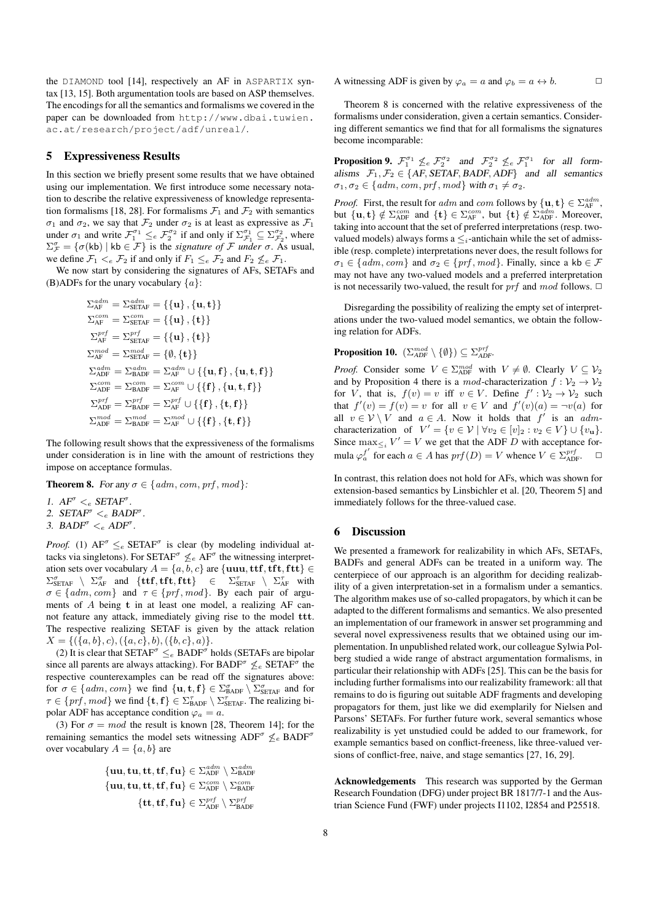the DIAMOND tool [14], respectively an AF in ASPARTIX syntax [13, 15]. Both argumentation tools are based on ASP themselves. The encodings for all the semantics and formalisms we covered in the paper can be downloaded from http://www.dbai.tuwien.ac.at/research/project/adf/unreal/.

## 5 Expressiveness Results

In this section we briefly present some results that we have obtained using our implementation. We first introduce some necessary notation to describe the relative expressiveness of knowledge representation formalisms [18, 28]. For formalisms $\mathcal{F}_1$ and $\mathcal{F}_2$ with semantics $\sigma_1$ and $\sigma_2$, we say that $\mathcal{F}_2$ under $\sigma_2$ is at least as expressive as $\mathcal{F}_1$ under $\sigma_1$ and write $\mathcal{F}_1^{\sigma_1} \leq_e \mathcal{F}_2^{\sigma_2}$ if and only if $\Sigma_{\mathcal{F}_1}^{\sigma_1} \subseteq \Sigma_{\mathcal{F}_2}^{\sigma_2}$, where $\Sigma_{\mathcal{F}}^{\sigma} = \{\sigma(\mathsf{kb}) \mid \mathsf{kb} \in \mathcal{F}\}$ is the *signature of* $\mathcal{F}$ *under* $\sigma$. As usual, we define $\mathcal{F}_1 <_e \mathcal{F}_2$ if and only if $F_1 \leq_e \mathcal{F}_2$ and $F_2 \not\leq_e \mathcal{F}_1$.

We now start by considering the signatures of AFs, SETAFs and (B)ADFs for the unary vocabulary $\{a\}$:

$$\Sigma_{\text{AF}}^{adm} = \Sigma_{\text{SETAF}}^{adm} = \{\{\mathbf{u}\}, \{\mathbf{u}, \mathbf{t}\}\}$$
$$\Sigma_{\text{AF}}^{com} = \Sigma_{\text{SETAF}}^{com} = \{\{\mathbf{u}\}, \{\mathbf{t}\}\}$$
$$\Sigma_{\text{AF}}^{prf} = \Sigma_{\text{SETAF}}^{prf} = \{\{\mathbf{u}\}, \{\mathbf{t}\}\}$$
$$\Sigma_{\text{AF}}^{mod} = \Sigma_{\text{SETAF}}^{mod} = \{\emptyset, \{\mathbf{t}\}\}$$
$$\Sigma_{\text{ADF}}^{adm} = \Sigma_{\text{BADF}}^{adm} = \Sigma_{\text{AF}}^{adm} \cup \{\{\mathbf{u}, \mathbf{f}\}, \{\mathbf{u}, \mathbf{t}, \mathbf{f}\}\}$$
$$\Sigma_{\text{ADF}}^{com} = \Sigma_{\text{BADF}}^{com} = \Sigma_{\text{AF}}^{com} \cup \{\{\mathbf{f}\}, \{\mathbf{u}, \mathbf{t}, \mathbf{f}\}\}$$
$$\Sigma_{\text{ADF}}^{prf} = \Sigma_{\text{BADF}}^{prf} = \Sigma_{\text{AF}}^{prf} \cup \{\{\mathbf{f}\}, \{\mathbf{t}, \mathbf{f}\}\}$$
$$\Sigma_{\text{ADF}}^{mod} = \Sigma_{\text{BADF}}^{mod} = \Sigma_{\text{AF}}^{mod} \cup \{\{\mathbf{f}\}, \{\mathbf{t}, \mathbf{f}\}\}$$

The following result shows that the expressiveness of the formalisms under consideration is in line with the amount of restrictions they impose on acceptance formulas.

**Theorem 8.** *For any* $\sigma \in \{adm, com, prf, mod\}$*:*

1. $AF^{\sigma} <_e SETAF^{\sigma}$.
2. $SETAF^{\sigma} <_e BADF^{\sigma}$.
3. $BADF^{\sigma} <_e ADF^{\sigma}$.

*Proof.* (1) $\text{AF}^{\sigma} \leq_e \text{SETAF}^{\sigma}$ is clear (by modeling individual attacks via singletons). For $\text{SETAF}^{\sigma} \not\leq_e \text{AF}^{\sigma}$ the witnessing interpretation sets over vocabulary $A = \{a, b, c\}$ are $\{\mathbf{uuu}, \mathbf{ttf}, \mathbf{tft}, \mathbf{ftt}\} \in \Sigma_{\text{SETAF}}^{\sigma} \setminus \Sigma_{\text{AF}}^{\sigma}$ and $\{\mathbf{ttf}, \mathbf{tft}, \mathbf{ftt}\} \in \Sigma_{\text{SETAF}}^{\tau} \setminus \Sigma_{\text{AF}}^{\tau}$ with $\sigma \in \{adm, com\}$ and $\tau \in \{prf, mod\}$. By each pair of arguments of $A$ being $\mathbf{t}$ in at least one model, a realizing AF cannot feature any attack, immediately giving rise to the model $\mathbf{ttt}$. The respective realizing SETAF is given by the attack relation $X = \{(\{a, b\}, c), (\{a, c\}, b), (\{b, c\}, a)\}$.

(2) It is clear that $\text{SETAF}^{\sigma} \leq_e \text{BADF}^{\sigma}$ holds (SETAFs are bipolar since all parents are always attacking). For $\text{BADF}^{\sigma} \not\leq_e \text{SETAF}^{\sigma}$ the respective counterexamples can be read off the signatures above: for $\sigma \in \{adm, com\}$ we find $\{\mathbf{u}, \mathbf{t}, \mathbf{f}\} \in \Sigma_{\text{BADF}}^{\sigma} \setminus \Sigma_{\text{SETAF}}^{\sigma}$ and for $\tau \in \{prf, mod\}$ we find $\{\mathbf{t}, \mathbf{f}\} \in \Sigma_{\text{BADF}}^{\tau} \setminus \Sigma_{\text{SETAF}}^{\tau}$. The realizing bipolar ADF has acceptance condition $\varphi_a = a$.

(3) For $\sigma = mod$ the result is known [28, Theorem 14]; for the remaining semantics the model sets witnessing $\text{ADF}^{\sigma} \not\leq_e \text{BADF}^{\sigma}$ over vocabulary $A = \{a, b\}$ are

$$\{\mathbf{uu}, \mathbf{tu}, \mathbf{tt}, \mathbf{tf}, \mathbf{fu}\} \in \Sigma_{\text{ADF}}^{adm} \setminus \Sigma_{\text{BADF}}^{adm}$$
$$\{\mathbf{uu}, \mathbf{tu}, \mathbf{tt}, \mathbf{tf}, \mathbf{fu}\} \in \Sigma_{\text{ADF}}^{com} \setminus \Sigma_{\text{BADF}}^{com}$$
$$\{\mathbf{tt}, \mathbf{tf}, \mathbf{fu}\} \in \Sigma_{\text{ADF}}^{prf} \setminus \Sigma_{\text{BADF}}^{prf}$$

A witnessing ADF is given by $\varphi_a = a$ and $\varphi_b = a \leftrightarrow b$. $\square$

Theorem 8 is concerned with the relative expressiveness of the formalisms under consideration, given a certain semantics. Considering different semantics we find that for all formalisms the signatures become incomparable:

**Proposition 9.** $\mathcal{F}_1^{\sigma_1} \not\leq_e \mathcal{F}_2^{\sigma_2}$ *and* $\mathcal{F}_2^{\sigma_2} \not\leq_e \mathcal{F}_1^{\sigma_1}$ *for all formalisms* $\mathcal{F}_1, \mathcal{F}_2 \in \{AF, SETAF, BADF, ADF\}$ *and all semantics* $\sigma_1, \sigma_2 \in \{adm, com, prf, mod\}$ *with* $\sigma_1 \neq \sigma_2$.

*Proof.* First, the result for $adm$ and $com$ follows by $\{\mathbf{u}, \mathbf{t}\} \in \Sigma_{\text{AF}}^{adm}$, but $\{\mathbf{u}, \mathbf{t}\} \notin \Sigma_{\text{ADF}}^{com}$ and $\{\mathbf{t}\} \in \Sigma_{\text{AF}}^{com}$, but $\{\mathbf{t}\} \notin \Sigma_{\text{ADF}}^{adm}$. Moreover, taking into account that the set of preferred interpretations (resp. two-valued models) always forms a $\leq_i$-antichain while the set of admissible (resp. complete) interpretations never does, the result follows for $\sigma_1 \in \{adm, com\}$ and $\sigma_2 \in \{prf, mod\}$. Finally, since a $\mathsf{kb} \in \mathcal{F}$ may not have any two-valued models and a preferred interpretation is not necessarily two-valued, the result for $prf$ and $mod$ follows. $\square$

Disregarding the possibility of realizing the empty set of interpretations under the two-valued model semantics, we obtain the following relation for ADFs.

**Proposition 10.** $(\Sigma_{ADF}^{mod} \setminus \{\emptyset\}) \subseteq \Sigma_{ADF}^{prf}$.

*Proof.* Consider some $V \in \Sigma_{\text{ADF}}^{mod}$ with $V \neq \emptyset$. Clearly $V \subseteq \mathcal{V}_2$ and by Proposition 4 there is a $mod$-characterization $f : \mathcal{V}_2 \to \mathcal{V}_2$ for $V$, that is, $f(v) = v$ iff $v \in V$. Define $f' : \mathcal{V}_2 \to \mathcal{V}_2$ such that $f'(v) = f(v) = v$ for all $v \in V$ and $f'(v)(a) = \neg v(a)$ for all $v \in \mathcal{V} \setminus V$ and $a \in A$. Now it holds that $f'$ is an $adm$-characterization of $V' = \{v \in \mathcal{V} \mid \forall v_2 \in [v]_2 : v_2 \in V\} \cup \{v_{\mathbf{u}}\}$. Since $\max_{\leq_i} V' = V$ we get that the ADF $D$ with acceptance formula $\varphi_a^{f'}$ for each $a \in A$ has $prf(D) = V$ whence $V \in \Sigma_{\text{ADF}}^{prf}$. $\square$

In contrast, this relation does not hold for AFs, which was shown for extension-based semantics by Linsbichler et al. [20, Theorem 5] and immediately follows for the three-valued case.

## 6 Discussion

We presented a framework for realizability in which AFs, SETAFs, BADFs and general ADFs can be treated in a uniform way. The centerpiece of our approach is an algorithm for deciding realizability of a given interpretation-set in a formalism under a semantics. The algorithm makes use of so-called propagators, by which it can be adapted to the different formalisms and semantics. We also presented an implementation of our framework in answer set programming and several novel expressiveness results that we obtained using our implementation. In unpublished related work, our colleague Sylwia Polberg studied a wide range of abstract argumentation formalisms, in particular their relationship with ADFs [25]. This can be the basis for including further formalisms into our realizability framework: all that remains to do is figuring out suitable ADF fragments and developing propagators for them, just like we did exemplarily for Nielsen and Parsons' SETAFs. For further future work, several semantics whose realizability is yet unstudied could be added to our framework, for example semantics based on conflict-freeness, like three-valued versions of conflict-free, naive, and stage semantics [27, 16, 29].

**Acknowledgements** This research was supported by the German Research Foundation (DFG) under project BR 1817/7-1 and the Austrian Science Fund (FWF) under projects I1102, I2854 and P25518.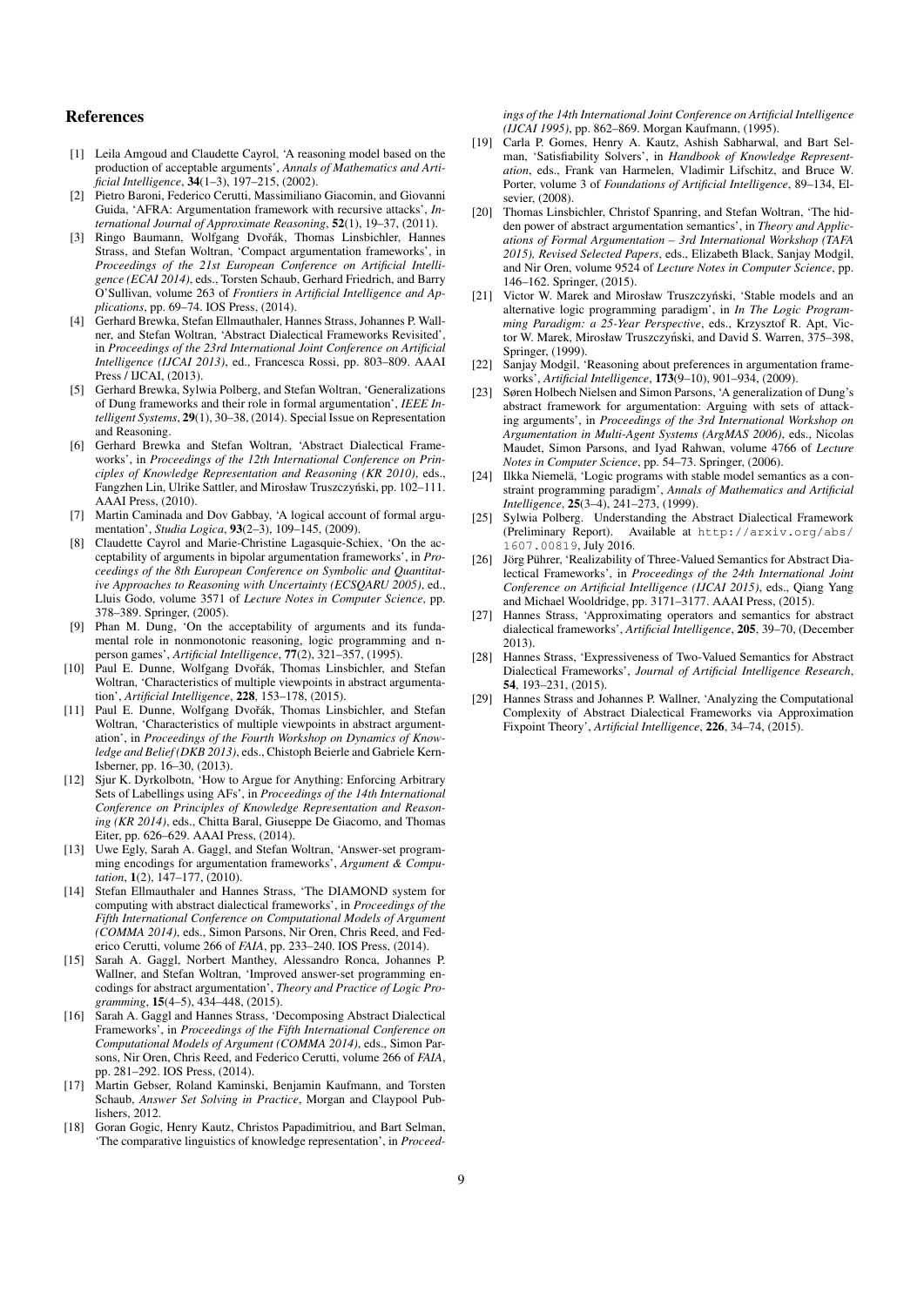## References

[1] Leila Amgoud and Claudette Cayrol, 'A reasoning model based on the production of acceptable arguments', *Annals of Mathematics and Artificial Intelligence*, **34**(1–3), 197–215, (2002).

[2] Pietro Baroni, Federico Cerutti, Massimiliano Giacomin, and Giovanni Guida, 'AFRA: Argumentation framework with recursive attacks', *International Journal of Approximate Reasoning*, **52**(1), 19–37, (2011).

[3] Ringo Baumann, Wolfgang Dvořák, Thomas Linsbichler, Hannes Strass, and Stefan Woltran, 'Compact argumentation frameworks', in *Proceedings of the 21st European Conference on Artificial Intelligence (ECAI 2014)*, eds., Torsten Schaub, Gerhard Friedrich, and Barry O'Sullivan, volume 263 of *Frontiers in Artificial Intelligence and Applications*, pp. 69–74. IOS Press, (2014).

[4] Gerhard Brewka, Stefan Ellmauthaler, Hannes Strass, Johannes P. Wallner, and Stefan Woltran, 'Abstract Dialectical Frameworks Revisited', in *Proceedings of the 23rd International Joint Conference on Artificial Intelligence (IJCAI 2013)*, ed., Francesca Rossi, pp. 803–809. AAAI Press / IJCAI, (2013).

[5] Gerhard Brewka, Sylwia Polberg, and Stefan Woltran, 'Generalizations of Dung frameworks and their role in formal argumentation', *IEEE Intelligent Systems*, **29**(1), 30–38, (2014). Special Issue on Representation and Reasoning.

[6] Gerhard Brewka and Stefan Woltran, 'Abstract Dialectical Frameworks', in *Proceedings of the 12th International Conference on Principles of Knowledge Representation and Reasoning (KR 2010)*, eds., Fangzhen Lin, Ulrike Sattler, and Mirosław Truszczyński, pp. 102–111. AAAI Press, (2010).

[7] Martin Caminada and Dov Gabbay, 'A logical account of formal argumentation', *Studia Logica*, **93**(2–3), 109–145, (2009).

[8] Claudette Cayrol and Marie-Christine Lagasquie-Schiex, 'On the acceptability of arguments in bipolar argumentation frameworks', in *Proceedings of the 8th European Conference on Symbolic and Quantitative Approaches to Reasoning with Uncertainty (ECSQARU 2005)*, ed., Lluis Godo, volume 3571 of *Lecture Notes in Computer Science*, pp. 378–389. Springer, (2005).

[9] Phan M. Dung, 'On the acceptability of arguments and its fundamental role in nonmonotonic reasoning, logic programming and n-person games', *Artificial Intelligence*, **77**(2), 321–357, (1995).

[10] Paul E. Dunne, Wolfgang Dvořák, Thomas Linsbichler, and Stefan Woltran, 'Characteristics of multiple viewpoints in abstract argumentation', *Artificial Intelligence*, **228**, 153–178, (2015).

[11] Paul E. Dunne, Wolfgang Dvořák, Thomas Linsbichler, and Stefan Woltran, 'Characteristics of multiple viewpoints in abstract argumentation', in *Proceedings of the Fourth Workshop on Dynamics of Knowledge and Belief (DKB 2013)*, eds., Chistoph Beierle and Gabriele Kern-Isberner, pp. 16–30, (2013).

[12] Sjur K. Dyrkolbotn, 'How to Argue for Anything: Enforcing Arbitrary Sets of Labellings using AFs', in *Proceedings of the 14th International Conference on Principles of Knowledge Representation and Reasoning (KR 2014)*, eds., Chitta Baral, Giuseppe De Giacomo, and Thomas Eiter, pp. 626–629. AAAI Press, (2014).

[13] Uwe Egly, Sarah A. Gaggl, and Stefan Woltran, 'Answer-set programming encodings for argumentation frameworks', *Argument & Computation*, **1**(2), 147–177, (2010).

[14] Stefan Ellmauthaler and Hannes Strass, 'The DIAMOND system for computing with abstract dialectical frameworks', in *Proceedings of the Fifth International Conference on Computational Models of Argument (COMMA 2014)*, eds., Simon Parsons, Nir Oren, Chris Reed, and Federico Cerutti, volume 266 of *FAIA*, pp. 233–240. IOS Press, (2014).

[15] Sarah A. Gaggl, Norbert Manthey, Alessandro Ronca, Johannes P. Wallner, and Stefan Woltran, 'Improved answer-set programming encodings for abstract argumentation', *Theory and Practice of Logic Programming*, **15**(4–5), 434–448, (2015).

[16] Sarah A. Gaggl and Hannes Strass, 'Decomposing Abstract Dialectical Frameworks', in *Proceedings of the Fifth International Conference on Computational Models of Argument (COMMA 2014)*, eds., Simon Parsons, Nir Oren, Chris Reed, and Federico Cerutti, volume 266 of *FAIA*, pp. 281–292. IOS Press, (2014).

[17] Martin Gebser, Roland Kaminski, Benjamin Kaufmann, and Torsten Schaub, *Answer Set Solving in Practice*, Morgan and Claypool Publishers, 2012.

[18] Goran Gogic, Henry Kautz, Christos Papadimitriou, and Bart Selman, 'The comparative linguistics of knowledge representation', in *Proceedings of the 14th International Joint Conference on Artificial Intelligence (IJCAI 1995)*, pp. 862–869. Morgan Kaufmann, (1995).

[19] Carla P. Gomes, Henry A. Kautz, Ashish Sabharwal, and Bart Selman, 'Satisfiability Solvers', in *Handbook of Knowledge Representation*, eds., Frank van Harmelen, Vladimir Lifschitz, and Bruce W. Porter, volume 3 of *Foundations of Artificial Intelligence*, 89–134, Elsevier, (2008).

[20] Thomas Linsbichler, Christof Spanring, and Stefan Woltran, 'The hidden power of abstract argumentation semantics', in *Theory and Applications of Formal Argumentation – 3rd International Workshop (TAFA 2015), Revised Selected Papers*, eds., Elizabeth Black, Sanjay Modgil, and Nir Oren, volume 9524 of *Lecture Notes in Computer Science*, pp. 146–162. Springer, (2015).

[21] Victor W. Marek and Mirosław Truszczyński, 'Stable models and an alternative logic programming paradigm', in *In The Logic Programming Paradigm: a 25-Year Perspective*, eds., Krzysztof R. Apt, Victor W. Marek, Mirosław Truszczyński, and David S. Warren, 375–398, Springer, (1999).

[22] Sanjay Modgil, 'Reasoning about preferences in argumentation frameworks', *Artificial Intelligence*, **173**(9–10), 901–934, (2009).

[23] Søren Holbech Nielsen and Simon Parsons, 'A generalization of Dung's abstract framework for argumentation: Arguing with sets of attacking arguments', in *Proceedings of the 3rd International Workshop on Argumentation in Multi-Agent Systems (ArgMAS 2006)*, eds., Nicolas Maudet, Simon Parsons, and Iyad Rahwan, volume 4766 of *Lecture Notes in Computer Science*, pp. 54–73. Springer, (2006).

[24] Ilkka Niemelä, 'Logic programs with stable model semantics as a constraint programming paradigm', *Annals of Mathematics and Artificial Intelligence*, **25**(3–4), 241–273, (1999).

[25] Sylwia Polberg. Understanding the Abstract Dialectical Framework (Preliminary Report). Available at `http://arxiv.org/abs/1607.00819`, July 2016.

[26] Jörg Pührer, 'Realizability of Three-Valued Semantics for Abstract Dialectical Frameworks', in *Proceedings of the 24th International Joint Conference on Artificial Intelligence (IJCAI 2015)*, eds., Qiang Yang and Michael Wooldridge, pp. 3171–3177. AAAI Press, (2015).

[27] Hannes Strass, 'Approximating operators and semantics for abstract dialectical frameworks', *Artificial Intelligence*, **205**, 39–70, (December 2013).

[28] Hannes Strass, 'Expressiveness of Two-Valued Semantics for Abstract Dialectical Frameworks', *Journal of Artificial Intelligence Research*, **54**, 193–231, (2015).

[29] Hannes Strass and Johannes P. Wallner, 'Analyzing the Computational Complexity of Abstract Dialectical Frameworks via Approximation Fixpoint Theory', *Artificial Intelligence*, **226**, 34–74, (2015).